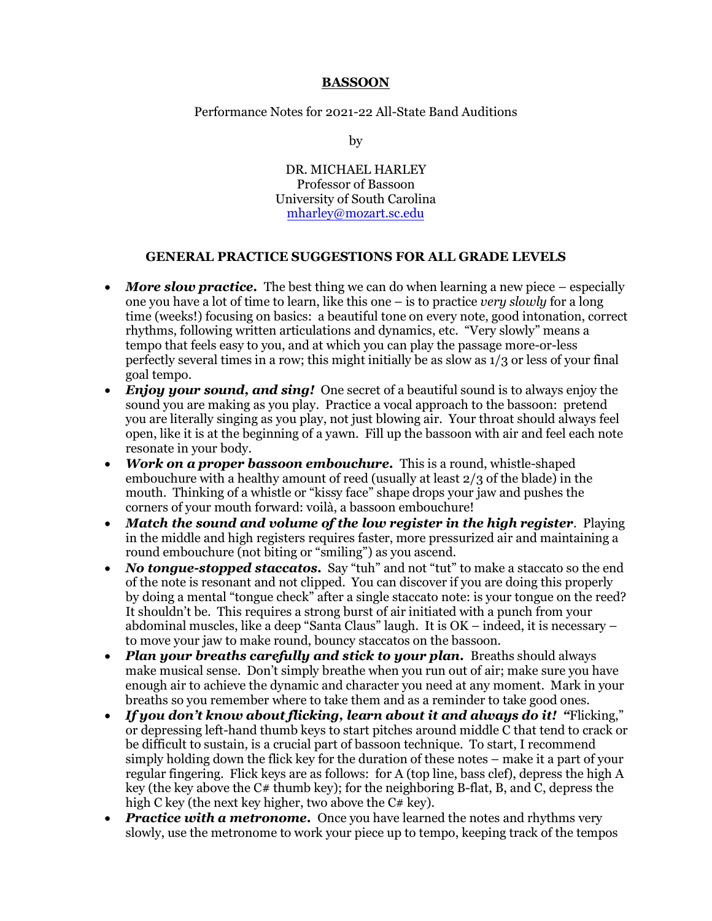# BASSOON

Performance Notes for 2021-22 All-State Band Auditions

by

DR. MICHAEL HARLEY
Professor of Bassoon
University of South Carolina
mharley@mozart.sc.edu

## GENERAL PRACTICE SUGGESTIONS FOR ALL GRADE LEVELS

- ***More slow practice.*** The best thing we can do when learning a new piece – especially one you have a lot of time to learn, like this one – is to practice *very slowly* for a long time (weeks!) focusing on basics: a beautiful tone on every note, good intonation, correct rhythms, following written articulations and dynamics, etc. "Very slowly" means a tempo that feels easy to you, and at which you can play the passage more-or-less perfectly several times in a row; this might initially be as slow as 1/3 or less of your final goal tempo.
- ***Enjoy your sound, and sing!*** One secret of a beautiful sound is to always enjoy the sound you are making as you play. Practice a vocal approach to the bassoon: pretend you are literally singing as you play, not just blowing air. Your throat should always feel open, like it is at the beginning of a yawn. Fill up the bassoon with air and feel each note resonate in your body.
- ***Work on a proper bassoon embouchure.*** This is a round, whistle-shaped embouchure with a healthy amount of reed (usually at least 2/3 of the blade) in the mouth. Thinking of a whistle or "kissy face" shape drops your jaw and pushes the corners of your mouth forward: voilà, a bassoon embouchure!
- ***Match the sound and volume of the low register in the high register***. Playing in the middle and high registers requires faster, more pressurized air and maintaining a round embouchure (not biting or "smiling") as you ascend.
- ***No tongue-stopped staccatos.*** Say "tuh" and not "tut" to make a staccato so the end of the note is resonant and not clipped. You can discover if you are doing this properly by doing a mental "tongue check" after a single staccato note: is your tongue on the reed? It shouldn't be. This requires a strong burst of air initiated with a punch from your abdominal muscles, like a deep "Santa Claus" laugh. It is OK – indeed, it is necessary – to move your jaw to make round, bouncy staccatos on the bassoon.
- ***Plan your breaths carefully and stick to your plan.*** Breaths should always make musical sense. Don't simply breathe when you run out of air; make sure you have enough air to achieve the dynamic and character you need at any moment. Mark in your breaths so you remember where to take them and as a reminder to take good ones.
- ***If you don't know about flicking, learn about it and always do it!*** "Flicking," or depressing left-hand thumb keys to start pitches around middle C that tend to crack or be difficult to sustain, is a crucial part of bassoon technique. To start, I recommend simply holding down the flick key for the duration of these notes – make it a part of your regular fingering. Flick keys are as follows: for A (top line, bass clef), depress the high A key (the key above the C# thumb key); for the neighboring B-flat, B, and C, depress the high C key (the next key higher, two above the C# key).
- ***Practice with a metronome.*** Once you have learned the notes and rhythms very slowly, use the metronome to work your piece up to tempo, keeping track of the tempos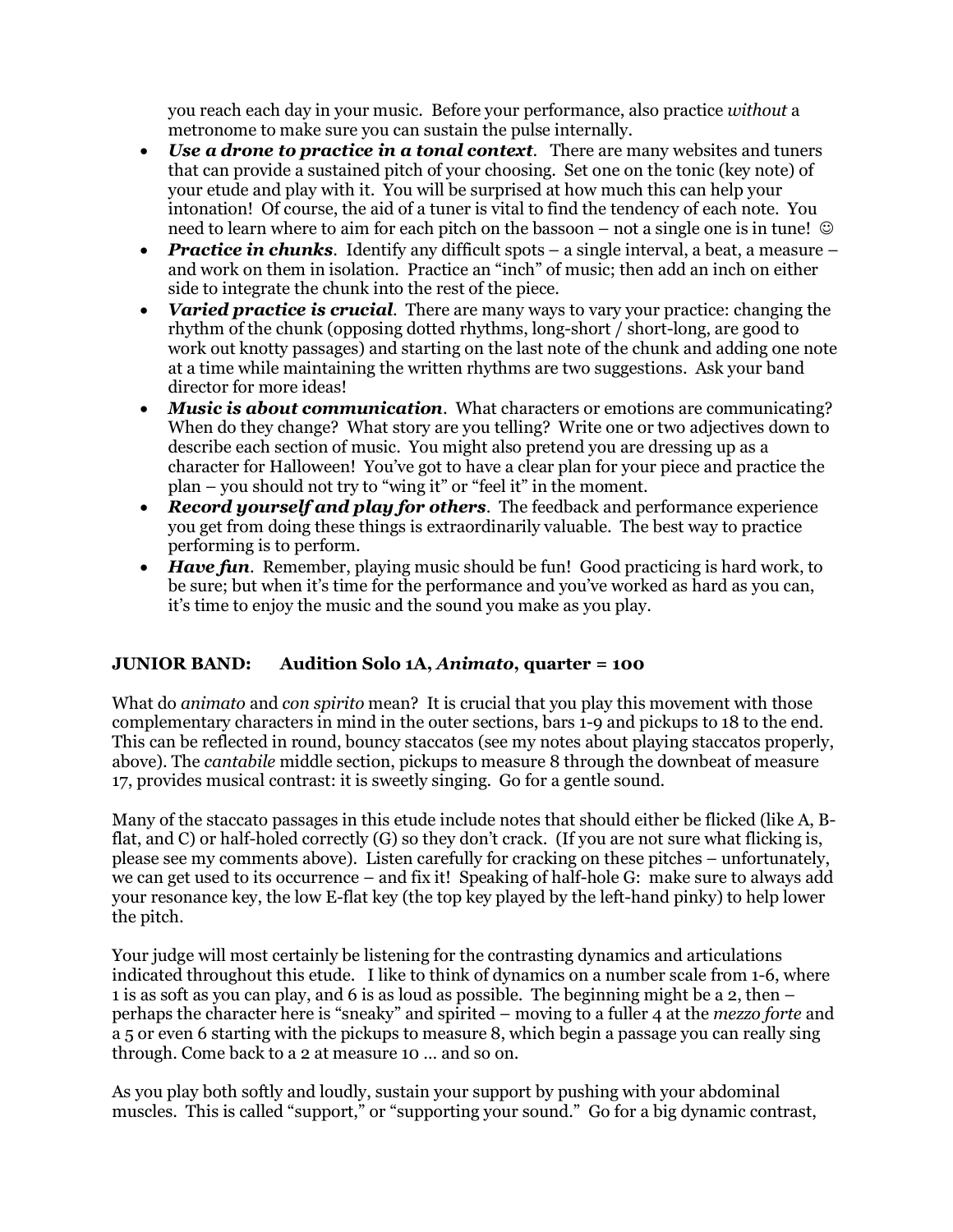you reach each day in your music. Before your performance, also practice *without* a metronome to make sure you can sustain the pulse internally.

- ***Use a drone to practice in a tonal context***. There are many websites and tuners that can provide a sustained pitch of your choosing. Set one on the tonic (key note) of your etude and play with it. You will be surprised at how much this can help your intonation! Of course, the aid of a tuner is vital to find the tendency of each note. You need to learn where to aim for each pitch on the bassoon – not a single one is in tune! ☺
- ***Practice in chunks***. Identify any difficult spots – a single interval, a beat, a measure – and work on them in isolation. Practice an "inch" of music; then add an inch on either side to integrate the chunk into the rest of the piece.
- ***Varied practice is crucial***. There are many ways to vary your practice: changing the rhythm of the chunk (opposing dotted rhythms, long-short / short-long, are good to work out knotty passages) and starting on the last note of the chunk and adding one note at a time while maintaining the written rhythms are two suggestions. Ask your band director for more ideas!
- ***Music is about communication***. What characters or emotions are communicating? When do they change? What story are you telling? Write one or two adjectives down to describe each section of music. You might also pretend you are dressing up as a character for Halloween! You've got to have a clear plan for your piece and practice the plan – you should not try to "wing it" or "feel it" in the moment.
- ***Record yourself and play for others***. The feedback and performance experience you get from doing these things is extraordinarily valuable. The best way to practice performing is to perform.
- ***Have fun***. Remember, playing music should be fun! Good practicing is hard work, to be sure; but when it's time for the performance and you've worked as hard as you can, it's time to enjoy the music and the sound you make as you play.

## JUNIOR BAND: Audition Solo 1A, *Animato*, quarter = 100

What do *animato* and *con spirito* mean? It is crucial that you play this movement with those complementary characters in mind in the outer sections, bars 1-9 and pickups to 18 to the end. This can be reflected in round, bouncy staccatos (see my notes about playing staccatos properly, above). The *cantabile* middle section, pickups to measure 8 through the downbeat of measure 17, provides musical contrast: it is sweetly singing. Go for a gentle sound.

Many of the staccato passages in this etude include notes that should either be flicked (like A, B-flat, and C) or half-holed correctly (G) so they don't crack. (If you are not sure what flicking is, please see my comments above). Listen carefully for cracking on these pitches – unfortunately, we can get used to its occurrence – and fix it! Speaking of half-hole G: make sure to always add your resonance key, the low E-flat key (the top key played by the left-hand pinky) to help lower the pitch.

Your judge will most certainly be listening for the contrasting dynamics and articulations indicated throughout this etude. I like to think of dynamics on a number scale from 1-6, where 1 is as soft as you can play, and 6 is as loud as possible. The beginning might be a 2, then – perhaps the character here is "sneaky" and spirited – moving to a fuller 4 at the *mezzo forte* and a 5 or even 6 starting with the pickups to measure 8, which begin a passage you can really sing through. Come back to a 2 at measure 10 … and so on.

As you play both softly and loudly, sustain your support by pushing with your abdominal muscles. This is called "support," or "supporting your sound." Go for a big dynamic contrast,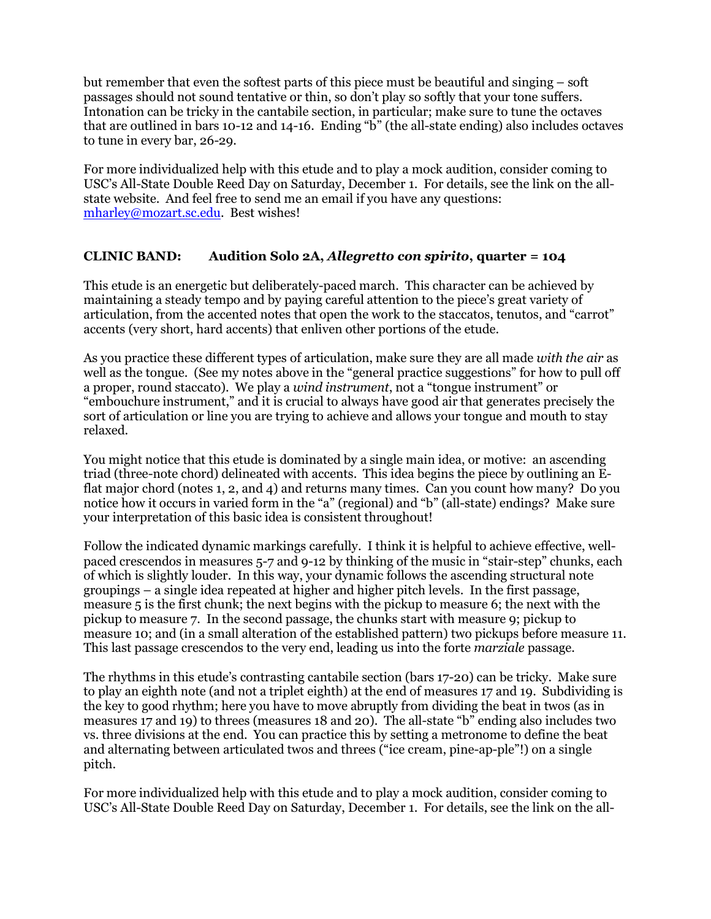but remember that even the softest parts of this piece must be beautiful and singing – soft passages should not sound tentative or thin, so don't play so softly that your tone suffers. Intonation can be tricky in the cantabile section, in particular; make sure to tune the octaves that are outlined in bars 10-12 and 14-16. Ending "b" (the all-state ending) also includes octaves to tune in every bar, 26-29.

For more individualized help with this etude and to play a mock audition, consider coming to USC's All-State Double Reed Day on Saturday, December 1. For details, see the link on the all-state website. And feel free to send me an email if you have any questions: mharley@mozart.sc.edu. Best wishes!

## CLINIC BAND: Audition Solo 2A, *Allegretto con spirito*, quarter = 104

This etude is an energetic but deliberately-paced march. This character can be achieved by maintaining a steady tempo and by paying careful attention to the piece's great variety of articulation, from the accented notes that open the work to the staccatos, tenutos, and "carrot" accents (very short, hard accents) that enliven other portions of the etude.

As you practice these different types of articulation, make sure they are all made *with the air* as well as the tongue. (See my notes above in the "general practice suggestions" for how to pull off a proper, round staccato). We play a *wind instrument*, not a "tongue instrument" or "embouchure instrument," and it is crucial to always have good air that generates precisely the sort of articulation or line you are trying to achieve and allows your tongue and mouth to stay relaxed.

You might notice that this etude is dominated by a single main idea, or motive: an ascending triad (three-note chord) delineated with accents. This idea begins the piece by outlining an E-flat major chord (notes 1, 2, and 4) and returns many times. Can you count how many? Do you notice how it occurs in varied form in the "a" (regional) and "b" (all-state) endings? Make sure your interpretation of this basic idea is consistent throughout!

Follow the indicated dynamic markings carefully. I think it is helpful to achieve effective, well-paced crescendos in measures 5-7 and 9-12 by thinking of the music in "stair-step" chunks, each of which is slightly louder. In this way, your dynamic follows the ascending structural note groupings – a single idea repeated at higher and higher pitch levels. In the first passage, measure 5 is the first chunk; the next begins with the pickup to measure 6; the next with the pickup to measure 7. In the second passage, the chunks start with measure 9; pickup to measure 10; and (in a small alteration of the established pattern) two pickups before measure 11. This last passage crescendos to the very end, leading us into the forte *marziale* passage.

The rhythms in this etude's contrasting cantabile section (bars 17-20) can be tricky. Make sure to play an eighth note (and not a triplet eighth) at the end of measures 17 and 19. Subdividing is the key to good rhythm; here you have to move abruptly from dividing the beat in twos (as in measures 17 and 19) to threes (measures 18 and 20). The all-state "b" ending also includes two vs. three divisions at the end. You can practice this by setting a metronome to define the beat and alternating between articulated twos and threes ("ice cream, pine-ap-ple"!) on a single pitch.

For more individualized help with this etude and to play a mock audition, consider coming to USC's All-State Double Reed Day on Saturday, December 1. For details, see the link on the all-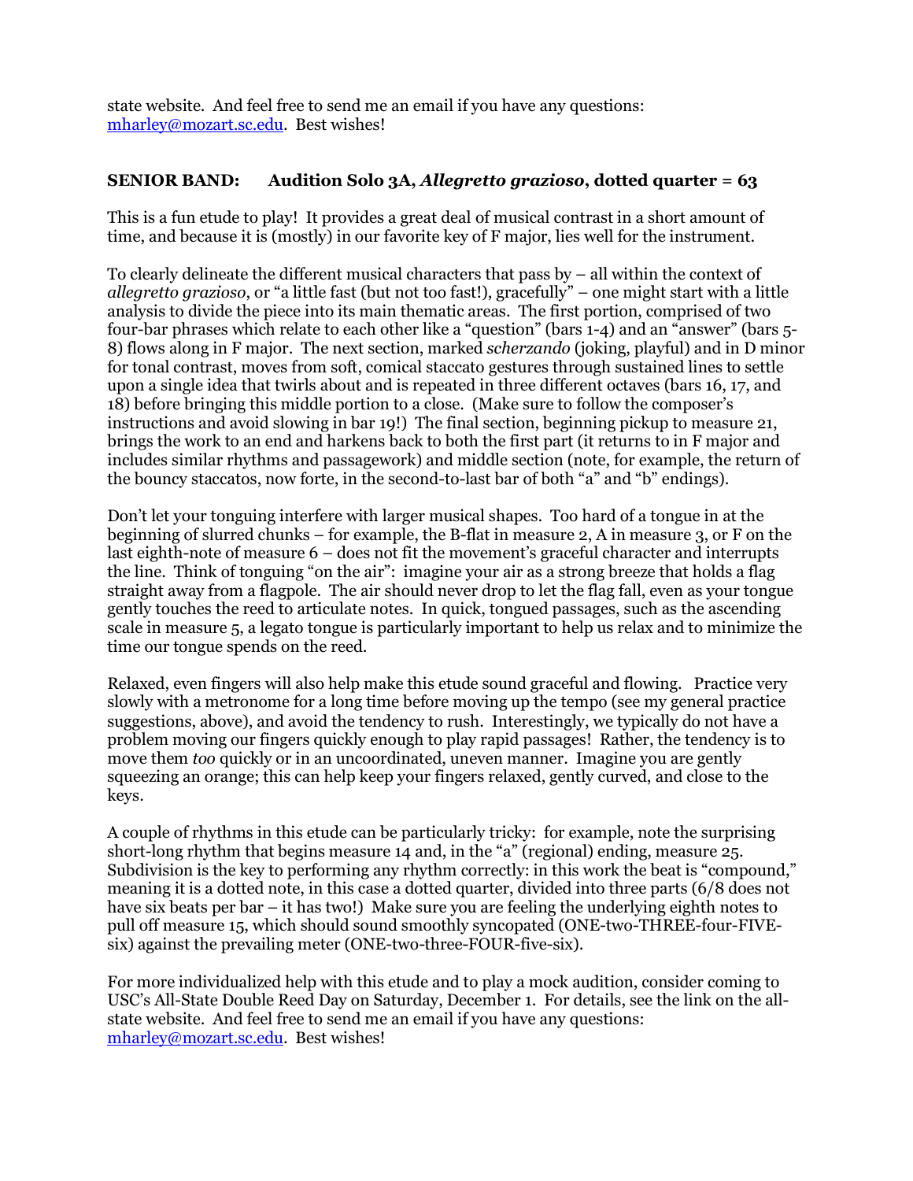state website. And feel free to send me an email if you have any questions: mharley@mozart.sc.edu. Best wishes!

## SENIOR BAND: Audition Solo 3A, *Allegretto grazioso*, dotted quarter = 63

This is a fun etude to play! It provides a great deal of musical contrast in a short amount of time, and because it is (mostly) in our favorite key of F major, lies well for the instrument.

To clearly delineate the different musical characters that pass by – all within the context of *allegretto grazioso*, or "a little fast (but not too fast!), gracefully" – one might start with a little analysis to divide the piece into its main thematic areas. The first portion, comprised of two four-bar phrases which relate to each other like a "question" (bars 1-4) and an "answer" (bars 5-8) flows along in F major. The next section, marked *scherzando* (joking, playful) and in D minor for tonal contrast, moves from soft, comical staccato gestures through sustained lines to settle upon a single idea that twirls about and is repeated in three different octaves (bars 16, 17, and 18) before bringing this middle portion to a close. (Make sure to follow the composer's instructions and avoid slowing in bar 19!) The final section, beginning pickup to measure 21, brings the work to an end and harkens back to both the first part (it returns to in F major and includes similar rhythms and passagework) and middle section (note, for example, the return of the bouncy staccatos, now forte, in the second-to-last bar of both "a" and "b" endings).

Don't let your tonguing interfere with larger musical shapes. Too hard of a tongue in at the beginning of slurred chunks – for example, the B-flat in measure 2, A in measure 3, or F on the last eighth-note of measure 6 – does not fit the movement's graceful character and interrupts the line. Think of tonguing "on the air": imagine your air as a strong breeze that holds a flag straight away from a flagpole. The air should never drop to let the flag fall, even as your tongue gently touches the reed to articulate notes. In quick, tongued passages, such as the ascending scale in measure 5, a legato tongue is particularly important to help us relax and to minimize the time our tongue spends on the reed.

Relaxed, even fingers will also help make this etude sound graceful and flowing. Practice very slowly with a metronome for a long time before moving up the tempo (see my general practice suggestions, above), and avoid the tendency to rush. Interestingly, we typically do not have a problem moving our fingers quickly enough to play rapid passages! Rather, the tendency is to move them *too* quickly or in an uncoordinated, uneven manner. Imagine you are gently squeezing an orange; this can help keep your fingers relaxed, gently curved, and close to the keys.

A couple of rhythms in this etude can be particularly tricky: for example, note the surprising short-long rhythm that begins measure 14 and, in the "a" (regional) ending, measure 25. Subdivision is the key to performing any rhythm correctly: in this work the beat is "compound," meaning it is a dotted note, in this case a dotted quarter, divided into three parts (6/8 does not have six beats per bar – it has two!) Make sure you are feeling the underlying eighth notes to pull off measure 15, which should sound smoothly syncopated (ONE-two-THREE-four-FIVE-six) against the prevailing meter (ONE-two-three-FOUR-five-six).

For more individualized help with this etude and to play a mock audition, consider coming to USC's All-State Double Reed Day on Saturday, December 1. For details, see the link on the all-state website. And feel free to send me an email if you have any questions: mharley@mozart.sc.edu. Best wishes!